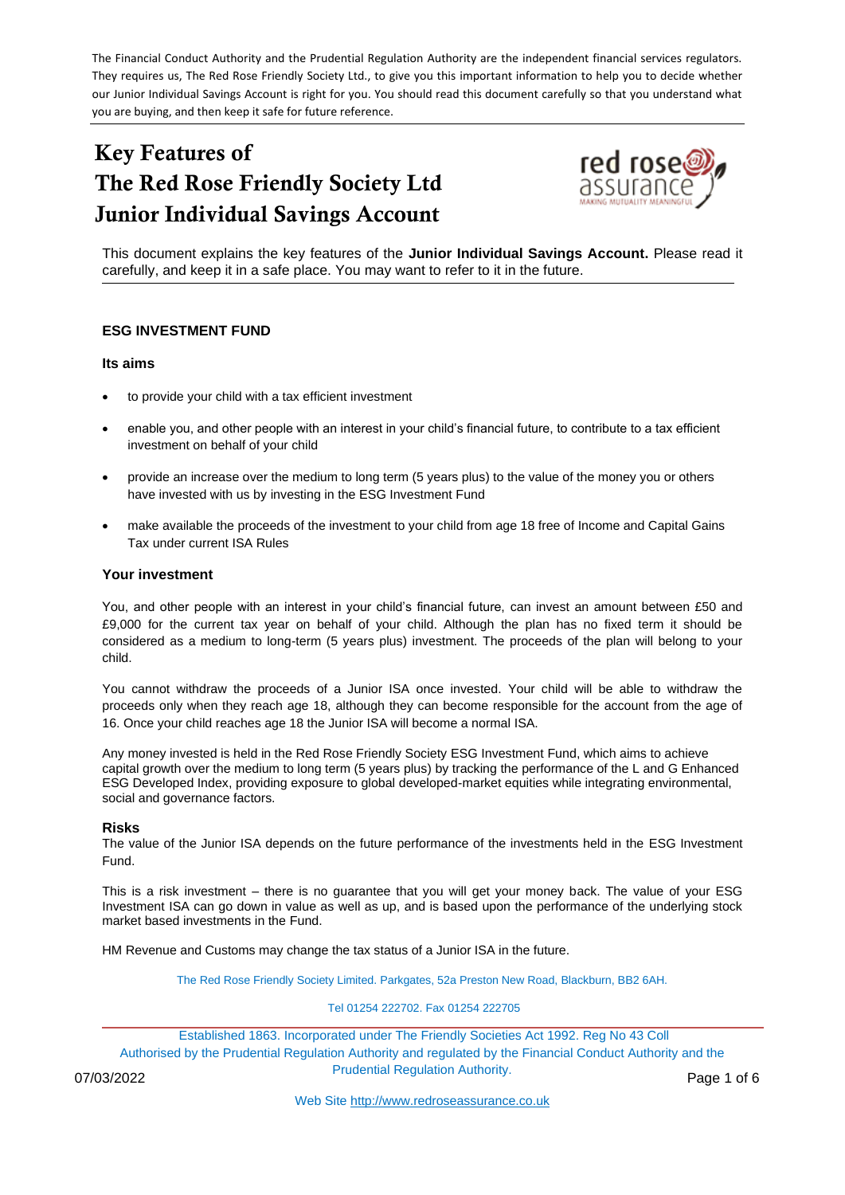The Financial Conduct Authority and the Prudential Regulation Authority are the independent financial services regulators. They requires us, The Red Rose Friendly Society Ltd., to give you this important information to help you to decide whether our Junior Individual Savings Account is right for you. You should read this document carefully so that you understand what you are buying, and then keep it safe for future reference.

# Key Features of The Red Rose Friendly Society Ltd Junior Individual Savings Account

This document explains the key features of the **Junior Individual Savings Account.** Please read it carefully, and keep it in a safe place. You may want to refer to it in the future.

## ESG INVESTMENT FUND

### Its aims

- to provide your child with a tax efficient investment
- enable you, and other people with an interest in your child's financial future, to contribute to a tax efficient investment on behalf of your child
- provide an increase over the medium to long term (5 years plus) to the value of the money you or others have invested with us by investing in the ESG Investment Fund
- make available the proceeds of the investment to your child from age 18 free of Income and Capital Gains Tax under current ISA Rules

### Your investment

You, and other people with an interest in your child's financial future, can invest an amount between £50 and £9,000 for the current tax year on behalf of your child. Although the plan has no fixed term it should be considered as a medium to long-term (5 years plus) investment. The proceeds of the plan will belong to your child.

You cannot withdraw the proceeds of a Junior ISA once invested. Your child will be able to withdraw the proceeds only when they reach age 18, although they can become responsible for the account from the age of 16. Once your child reaches age 18 the Junior ISA will become a normal ISA.

Any money invested is held in the Red Rose Friendly Society ESG Investment Fund, which aims to achieve capital growth over the medium to long term (5 years plus) by tracking the performance of the L and G Enhanced ESG Developed Index, providing exposure to global developed-market equities while integrating environmental, social and governance factors.

### Risks

The value of the Junior ISA depends on the future performance of the investments held in the ESG Investment Fund.

This is a risk investment – there is no guarantee that you will get your money back. The value of your ESG Investment ISA can go down in value as well as up, and is based upon the performance of the underlying stock market based investments in the Fund.

HM Revenue and Customs may change the tax status of a Junior ISA in the future.

The Red Rose Friendly Society Limited. Parkgates, 52a Preston New Road, Blackburn, BB2 6AH.

Tel 01254 222702. Fax 01254 222705

Established 1863. Incorporated under The Friendly Societies Act 1992. Reg No 43 Coll
Authorised by the Prudential Regulation Authority and regulated by the Financial Conduct Authority and the Prudential Regulation Authority.

07/03/2022

Web Site http://www.redroseassurance.co.uk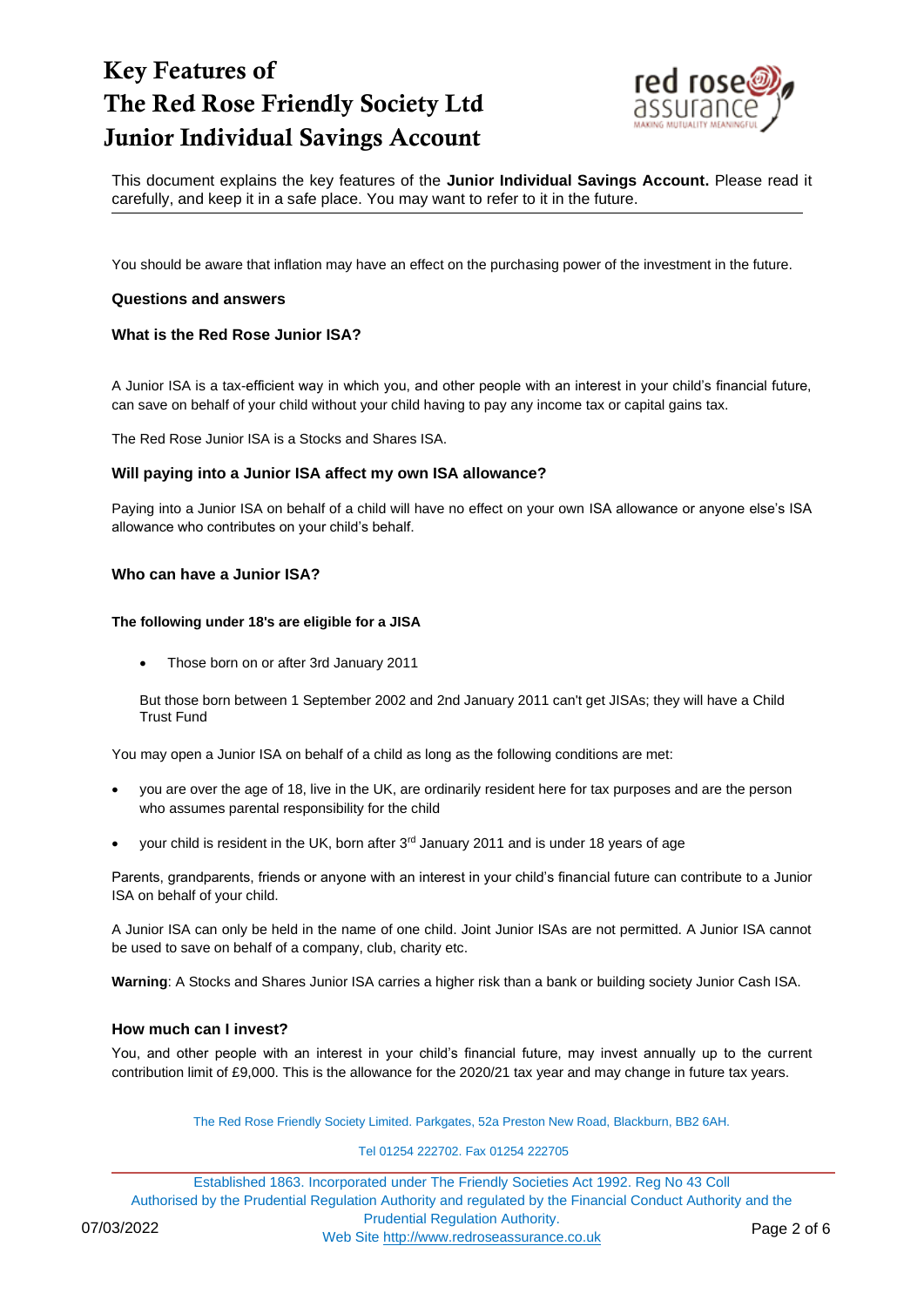# Key Features of The Red Rose Friendly Society Ltd Junior Individual Savings Account

This document explains the key features of the **Junior Individual Savings Account.** Please read it carefully, and keep it in a safe place. You may want to refer to it in the future.

You should be aware that inflation may have an effect on the purchasing power of the investment in the future.

**Questions and answers**

### What is the Red Rose Junior ISA?

A Junior ISA is a tax-efficient way in which you, and other people with an interest in your child's financial future, can save on behalf of your child without your child having to pay any income tax or capital gains tax.

The Red Rose Junior ISA is a Stocks and Shares ISA.

### Will paying into a Junior ISA affect my own ISA allowance?

Paying into a Junior ISA on behalf of a child will have no effect on your own ISA allowance or anyone else's ISA allowance who contributes on your child's behalf.

### Who can have a Junior ISA?

**The following under 18's are eligible for a JISA**

- Those born on or after 3rd January 2011

But those born between 1 September 2002 and 2nd January 2011 can't get JISAs; they will have a Child Trust Fund

You may open a Junior ISA on behalf of a child as long as the following conditions are met:

- you are over the age of 18, live in the UK, are ordinarily resident here for tax purposes and are the person who assumes parental responsibility for the child
- your child is resident in the UK, born after 3rd January 2011 and is under 18 years of age

Parents, grandparents, friends or anyone with an interest in your child's financial future can contribute to a Junior ISA on behalf of your child.

A Junior ISA can only be held in the name of one child. Joint Junior ISAs are not permitted. A Junior ISA cannot be used to save on behalf of a company, club, charity etc.

**Warning**: A Stocks and Shares Junior ISA carries a higher risk than a bank or building society Junior Cash ISA.

### How much can I invest?

You, and other people with an interest in your child's financial future, may invest annually up to the current contribution limit of £9,000. This is the allowance for the 2020/21 tax year and may change in future tax years.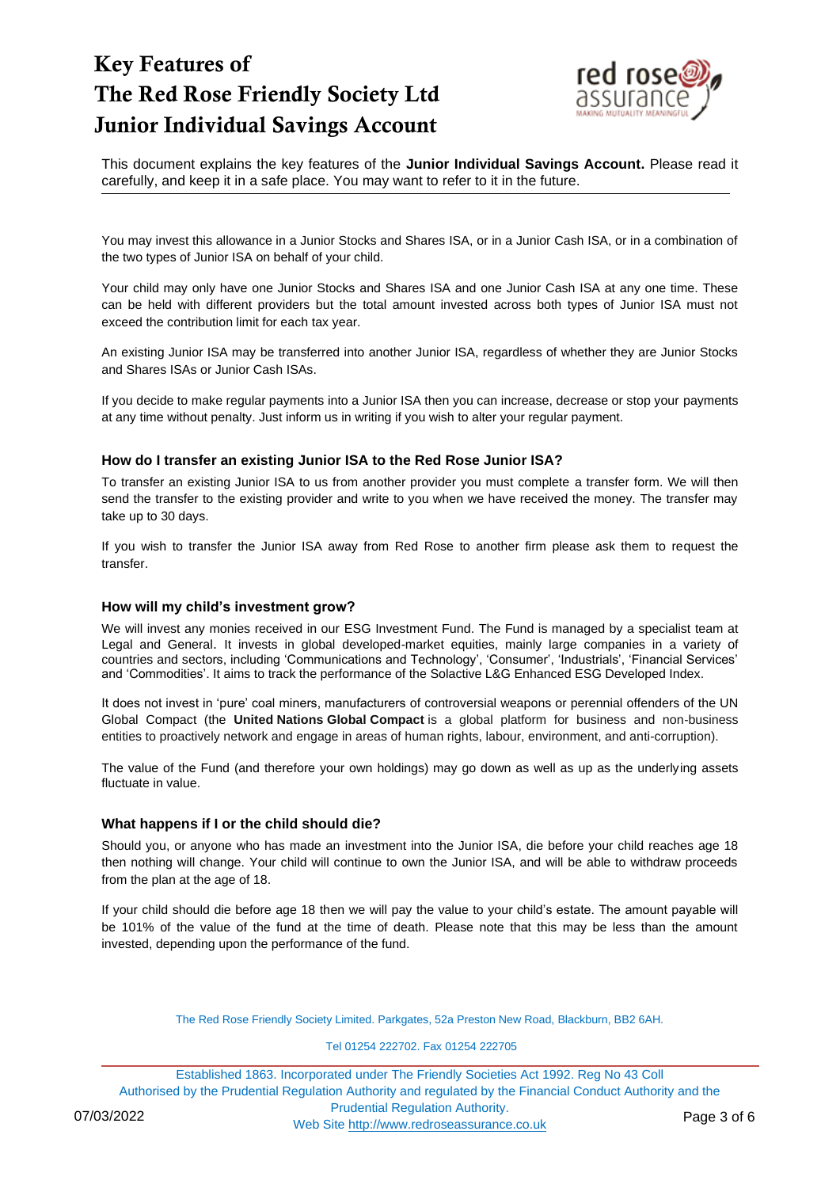# Key Features of The Red Rose Friendly Society Ltd Junior Individual Savings Account

This document explains the key features of the **Junior Individual Savings Account.** Please read it carefully, and keep it in a safe place. You may want to refer to it in the future.

You may invest this allowance in a Junior Stocks and Shares ISA, or in a Junior Cash ISA, or in a combination of the two types of Junior ISA on behalf of your child.

Your child may only have one Junior Stocks and Shares ISA and one Junior Cash ISA at any one time. These can be held with different providers but the total amount invested across both types of Junior ISA must not exceed the contribution limit for each tax year.

An existing Junior ISA may be transferred into another Junior ISA, regardless of whether they are Junior Stocks and Shares ISAs or Junior Cash ISAs.

If you decide to make regular payments into a Junior ISA then you can increase, decrease or stop your payments at any time without penalty. Just inform us in writing if you wish to alter your regular payment.

### How do I transfer an existing Junior ISA to the Red Rose Junior ISA?

To transfer an existing Junior ISA to us from another provider you must complete a transfer form. We will then send the transfer to the existing provider and write to you when we have received the money. The transfer may take up to 30 days.

If you wish to transfer the Junior ISA away from Red Rose to another firm please ask them to request the transfer.

### How will my child's investment grow?

We will invest any monies received in our ESG Investment Fund. The Fund is managed by a specialist team at Legal and General. It invests in global developed-market equities, mainly large companies in a variety of countries and sectors, including 'Communications and Technology', 'Consumer', 'Industrials', 'Financial Services' and 'Commodities'. It aims to track the performance of the Solactive L&G Enhanced ESG Developed Index.

It does not invest in 'pure' coal miners, manufacturers of controversial weapons or perennial offenders of the UN Global Compact (the **United Nations Global Compact** is a global platform for business and non-business entities to proactively network and engage in areas of human rights, labour, environment, and anti-corruption).

The value of the Fund (and therefore your own holdings) may go down as well as up as the underlying assets fluctuate in value.

### What happens if I or the child should die?

Should you, or anyone who has made an investment into the Junior ISA, die before your child reaches age 18 then nothing will change. Your child will continue to own the Junior ISA, and will be able to withdraw proceeds from the plan at the age of 18.

If your child should die before age 18 then we will pay the value to your child's estate. The amount payable will be 101% of the value of the fund at the time of death. Please note that this may be less than the amount invested, depending upon the performance of the fund.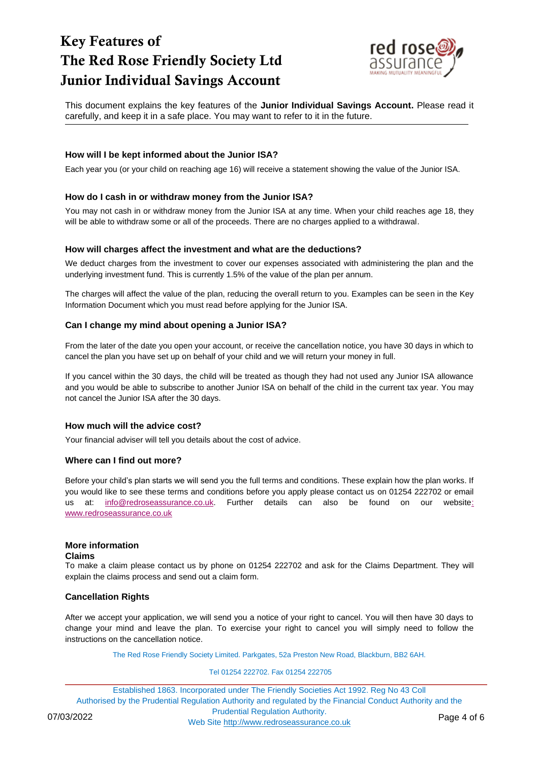# Key Features of The Red Rose Friendly Society Ltd Junior Individual Savings Account

This document explains the key features of the **Junior Individual Savings Account.** Please read it carefully, and keep it in a safe place. You may want to refer to it in the future.

### How will I be kept informed about the Junior ISA?

Each year you (or your child on reaching age 16) will receive a statement showing the value of the Junior ISA.

### How do I cash in or withdraw money from the Junior ISA?

You may not cash in or withdraw money from the Junior ISA at any time. When your child reaches age 18, they will be able to withdraw some or all of the proceeds. There are no charges applied to a withdrawal.

### How will charges affect the investment and what are the deductions?

We deduct charges from the investment to cover our expenses associated with administering the plan and the underlying investment fund. This is currently 1.5% of the value of the plan per annum.

The charges will affect the value of the plan, reducing the overall return to you. Examples can be seen in the Key Information Document which you must read before applying for the Junior ISA.

### Can I change my mind about opening a Junior ISA?

From the later of the date you open your account, or receive the cancellation notice, you have 30 days in which to cancel the plan you have set up on behalf of your child and we will return your money in full.

If you cancel within the 30 days, the child will be treated as though they had not used any Junior ISA allowance and you would be able to subscribe to another Junior ISA on behalf of the child in the current tax year. You may not cancel the Junior ISA after the 30 days.

### How much will the advice cost?

Your financial adviser will tell you details about the cost of advice.

### Where can I find out more?

Before your child's plan starts we will send you the full terms and conditions. These explain how the plan works. If you would like to see these terms and conditions before you apply please contact us on 01254 222702 or email us at: info@redroseassurance.co.uk. Further details can also be found on our website: www.redroseassurance.co.uk

### More information

**Claims**

To make a claim please contact us by phone on 01254 222702 and ask for the Claims Department. They will explain the claims process and send out a claim form.

### Cancellation Rights

After we accept your application, we will send you a notice of your right to cancel. You will then have 30 days to change your mind and leave the plan. To exercise your right to cancel you will simply need to follow the instructions on the cancellation notice.

The Red Rose Friendly Society Limited. Parkgates, 52a Preston New Road, Blackburn, BB2 6AH.

Tel 01254 222702. Fax 01254 222705

Established 1863. Incorporated under The Friendly Societies Act 1992. Reg No 43 Coll
Authorised by the Prudential Regulation Authority and regulated by the Financial Conduct Authority and the Prudential Regulation Authority.
Web Site http://www.redroseassurance.co.uk

07/03/2022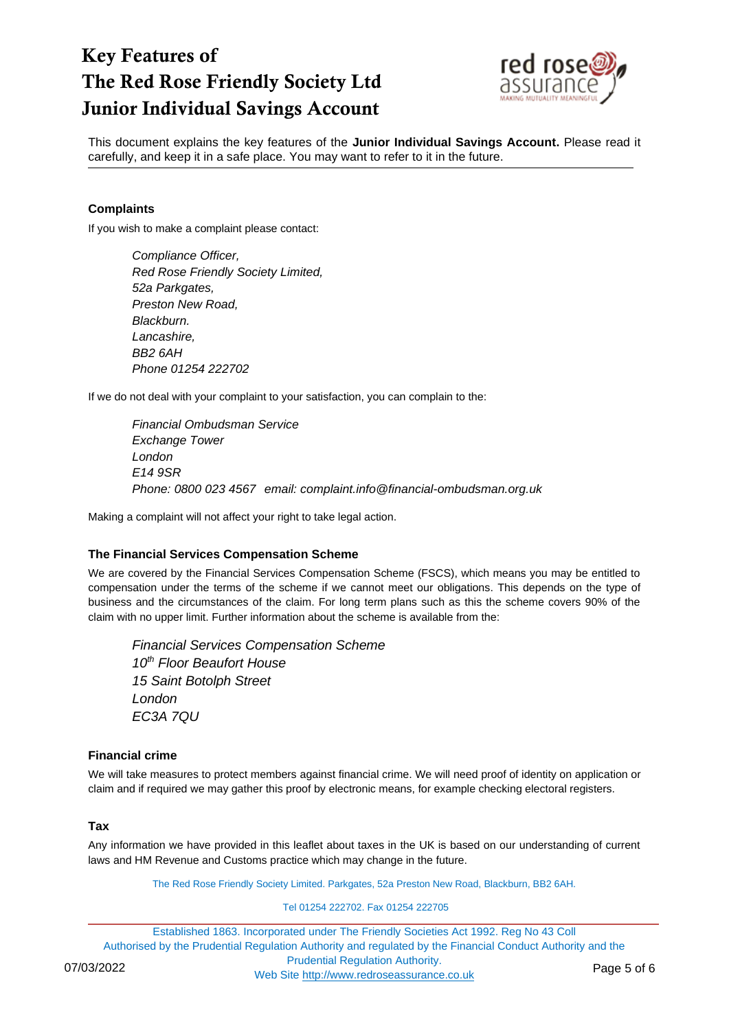# Key Features of The Red Rose Friendly Society Ltd Junior Individual Savings Account

This document explains the key features of the **Junior Individual Savings Account.** Please read it carefully, and keep it in a safe place. You may want to refer to it in the future.

### Complaints

If you wish to make a complaint please contact:

*Compliance Officer,*
*Red Rose Friendly Society Limited,*
*52a Parkgates,*
*Preston New Road,*
*Blackburn.*
*Lancashire,*
*BB2 6AH*
*Phone 01254 222702*

If we do not deal with your complaint to your satisfaction, you can complain to the:

*Financial Ombudsman Service*
*Exchange Tower*
*London*
*E14 9SR*
*Phone: 0800 023 4567   email: complaint.info@financial-ombudsman.org.uk*

Making a complaint will not affect your right to take legal action.

### The Financial Services Compensation Scheme

We are covered by the Financial Services Compensation Scheme (FSCS), which means you may be entitled to compensation under the terms of the scheme if we cannot meet our obligations. This depends on the type of business and the circumstances of the claim. For long term plans such as this the scheme covers 90% of the claim with no upper limit. Further information about the scheme is available from the:

*Financial Services Compensation Scheme*
*10th Floor Beaufort House*
*15 Saint Botolph Street*
*London*
*EC3A 7QU*

### Financial crime

We will take measures to protect members against financial crime. We will need proof of identity on application or claim and if required we may gather this proof by electronic means, for example checking electoral registers.

### Tax

Any information we have provided in this leaflet about taxes in the UK is based on our understanding of current laws and HM Revenue and Customs practice which may change in the future.

The Red Rose Friendly Society Limited. Parkgates, 52a Preston New Road, Blackburn, BB2 6AH.

Tel 01254 222702. Fax 01254 222705

Established 1863. Incorporated under The Friendly Societies Act 1992. Reg No 43 Coll
Authorised by the Prudential Regulation Authority and regulated by the Financial Conduct Authority and the Prudential Regulation Authority.
Web Site http://www.redroseassurance.co.uk

07/03/2022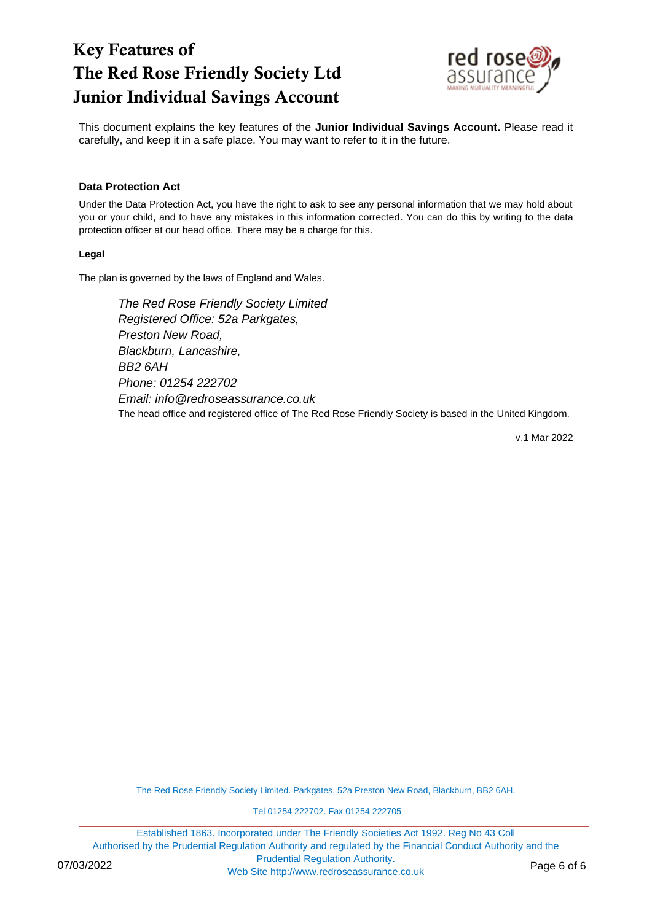# Key Features of The Red Rose Friendly Society Ltd Junior Individual Savings Account

This document explains the key features of the **Junior Individual Savings Account.** Please read it carefully, and keep it in a safe place. You may want to refer to it in the future.

### Data Protection Act

Under the Data Protection Act, you have the right to ask to see any personal information that we may hold about you or your child, and to have any mistakes in this information corrected. You can do this by writing to the data protection officer at our head office. There may be a charge for this.

### Legal

The plan is governed by the laws of England and Wales.

*The Red Rose Friendly Society Limited*
*Registered Office: 52a Parkgates,*
*Preston New Road,*
*Blackburn, Lancashire,*
*BB2 6AH*
*Phone: 01254 222702*
*Email: info@redroseassurance.co.uk*

The head office and registered office of The Red Rose Friendly Society is based in the United Kingdom.

v.1 Mar 2022

The Red Rose Friendly Society Limited. Parkgates, 52a Preston New Road, Blackburn, BB2 6AH.

Tel 01254 222702. Fax 01254 222705

Established 1863. Incorporated under The Friendly Societies Act 1992. Reg No 43 Coll
Authorised by the Prudential Regulation Authority and regulated by the Financial Conduct Authority and the Prudential Regulation Authority.
Web Site http://www.redroseassurance.co.uk

07/03/2022